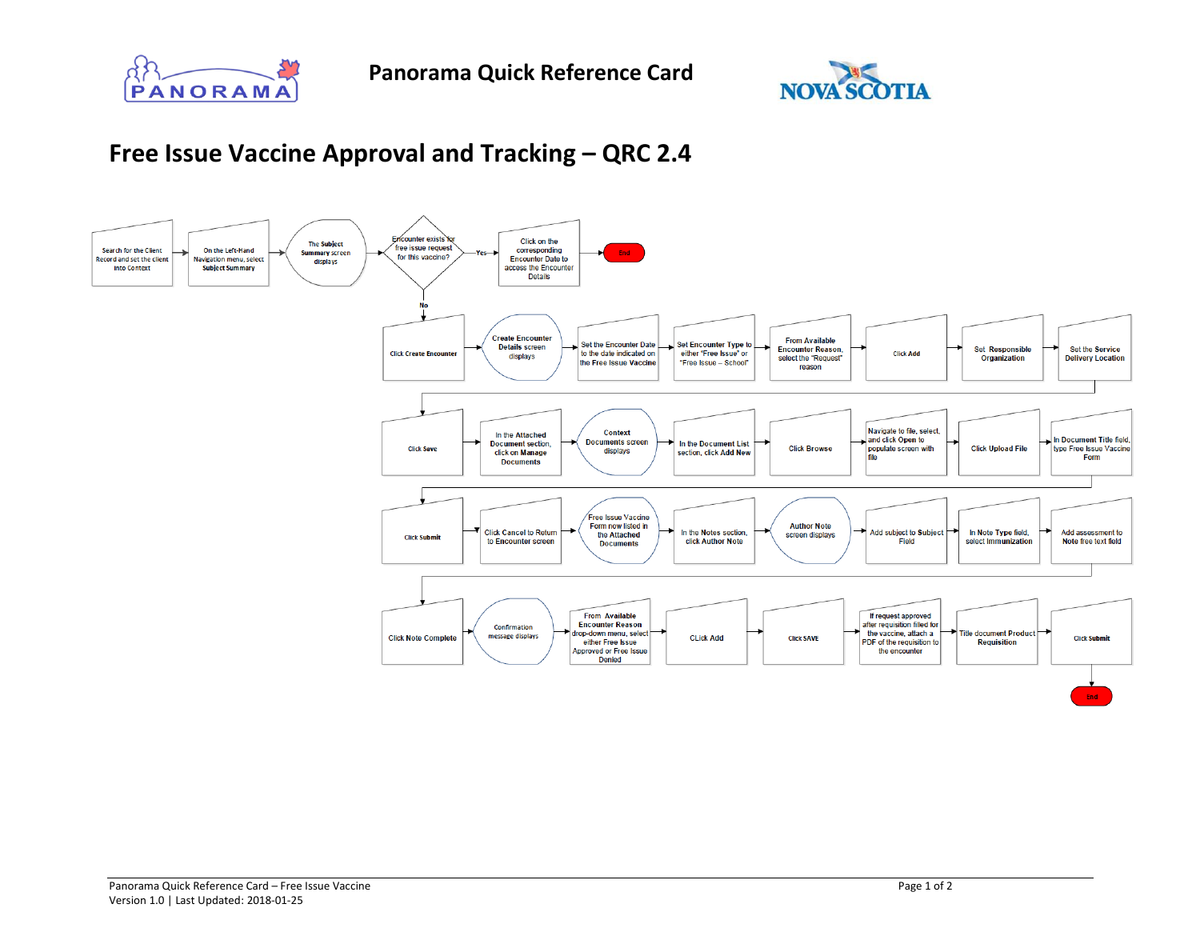# Panorama Quick Reference Card

## Free Issue Vaccine Approval and Tracking – QRC 2.4

1. Search for the Client Record and set the client into Context
2. On the Left-Hand Navigation menu, select **Subject Summary**
3. The **Subject Summary** screen displays
4. Encounter exists for free issue request for this vaccine?
   - **Yes** → Click on the corresponding Encounter Date to access the Encounter Details → End
   - **No** → continue:
5. Click **Create Encounter**
6. **Create Encounter Details** screen displays
7. Set the Encounter Date to the date indicated on the **Free Issue Vaccine**
8. Set **Encounter Type** to either "Free Issue" or "Free Issue – School"
9. From **Available Encounter Reason**, select the "Request" reason
10. Click **Add**
11. Set **Responsible Organization**
12. Set the **Service Delivery Location**
13. Click **Save**
14. In the **Attached Document** section, click on **Manage Documents**
15. **Context Documents** screen displays
16. In the **Document List** section, click **Add New**
17. Click **Browse**
18. Navigate to file, select, and click **Open** to populate screen with file
19. Click **Upload File**
20. In **Document Title** field, type Free Issue Vaccine Form
21. Click **Submit**
22. Click **Cancel** to Return to Encounter screen
23. Free Issue Vaccine Form now listed in the **Attached Documents**
24. In the **Notes** section, click **Author Note**
25. **Author Note** screen displays
26. Add subject to **Subject** Field
27. In **Note Type** field, select **Immunization**
28. Add assessment to **Note** free text field
29. Click **Note Complete**
30. Confirmation message displays
31. From **Available Encounter Reason** drop-down menu, select either Free Issue Approved or Free Issue Denied
32. CLick **Add**
33. Click **SAVE**
34. If request approved after requisition filled for the vaccine, attach a PDF of the requisition to the encounter
35. Title document **Product Requisition**
36. Click **Submit**
37. End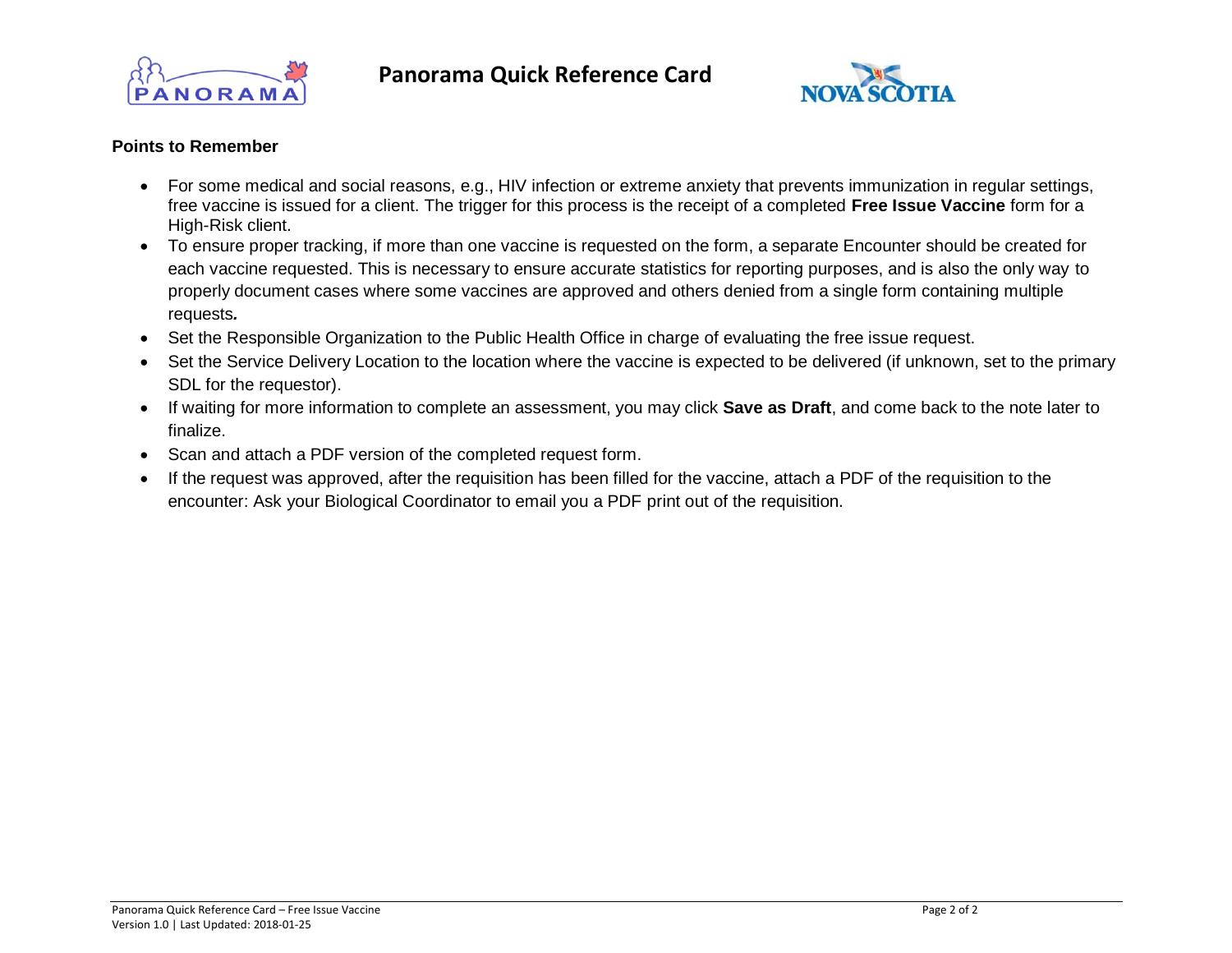**Points to Remember**

- For some medical and social reasons, e.g., HIV infection or extreme anxiety that prevents immunization in regular settings, free vaccine is issued for a client. The trigger for this process is the receipt of a completed **Free Issue Vaccine** form for a High-Risk client.
- To ensure proper tracking, if more than one vaccine is requested on the form, a separate Encounter should be created for each vaccine requested. This is necessary to ensure accurate statistics for reporting purposes, and is also the only way to properly document cases where some vaccines are approved and others denied from a single form containing multiple requests.
- Set the Responsible Organization to the Public Health Office in charge of evaluating the free issue request.
- Set the Service Delivery Location to the location where the vaccine is expected to be delivered (if unknown, set to the primary SDL for the requestor).
- If waiting for more information to complete an assessment, you may click **Save as Draft**, and come back to the note later to finalize.
- Scan and attach a PDF version of the completed request form.
- If the request was approved, after the requisition has been filled for the vaccine, attach a PDF of the requisition to the encounter: Ask your Biological Coordinator to email you a PDF print out of the requisition.